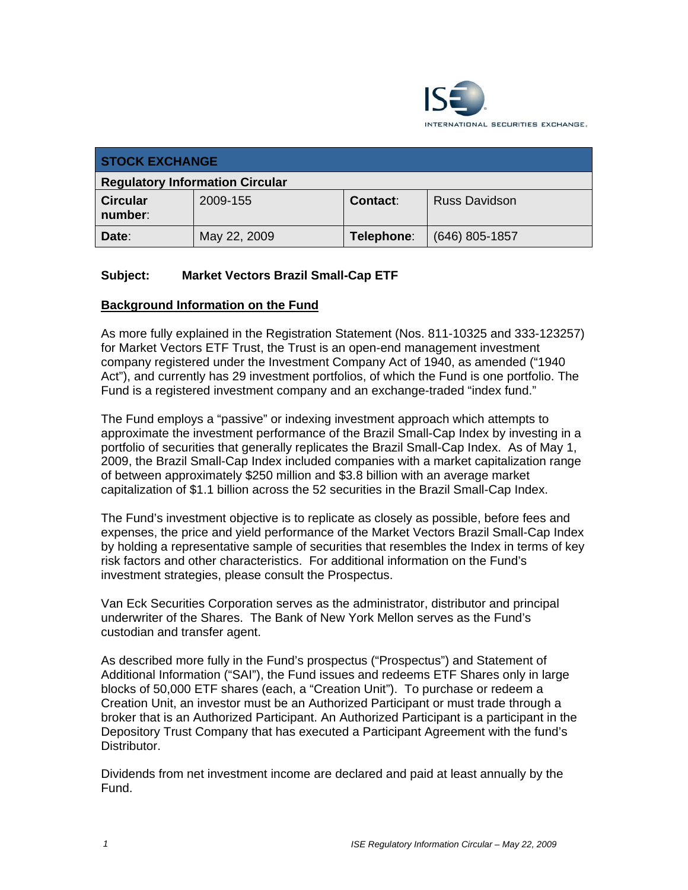| STOCK EXCHANGE | | | |
|---|---|---|---|
| **Regulatory Information Circular** | | | |
| **Circular number:** | 2009-155 | **Contact:** | Russ Davidson |
| **Date:** | May 22, 2009 | **Telephone:** | (646) 805-1857 |

**Subject: Market Vectors Brazil Small-Cap ETF**

**Background Information on the Fund**

As more fully explained in the Registration Statement (Nos. 811-10325 and 333-123257) for Market Vectors ETF Trust, the Trust is an open-end management investment company registered under the Investment Company Act of 1940, as amended ("1940 Act"), and currently has 29 investment portfolios, of which the Fund is one portfolio. The Fund is a registered investment company and an exchange-traded "index fund."

The Fund employs a "passive" or indexing investment approach which attempts to approximate the investment performance of the Brazil Small-Cap Index by investing in a portfolio of securities that generally replicates the Brazil Small-Cap Index. As of May 1, 2009, the Brazil Small-Cap Index included companies with a market capitalization range of between approximately $250 million and $3.8 billion with an average market capitalization of $1.1 billion across the 52 securities in the Brazil Small-Cap Index.

The Fund's investment objective is to replicate as closely as possible, before fees and expenses, the price and yield performance of the Market Vectors Brazil Small-Cap Index by holding a representative sample of securities that resembles the Index in terms of key risk factors and other characteristics. For additional information on the Fund's investment strategies, please consult the Prospectus.

Van Eck Securities Corporation serves as the administrator, distributor and principal underwriter of the Shares. The Bank of New York Mellon serves as the Fund's custodian and transfer agent.

As described more fully in the Fund's prospectus ("Prospectus") and Statement of Additional Information ("SAI"), the Fund issues and redeems ETF Shares only in large blocks of 50,000 ETF shares (each, a "Creation Unit"). To purchase or redeem a Creation Unit, an investor must be an Authorized Participant or must trade through a broker that is an Authorized Participant. An Authorized Participant is a participant in the Depository Trust Company that has executed a Participant Agreement with the fund's Distributor.

Dividends from net investment income are declared and paid at least annually by the Fund.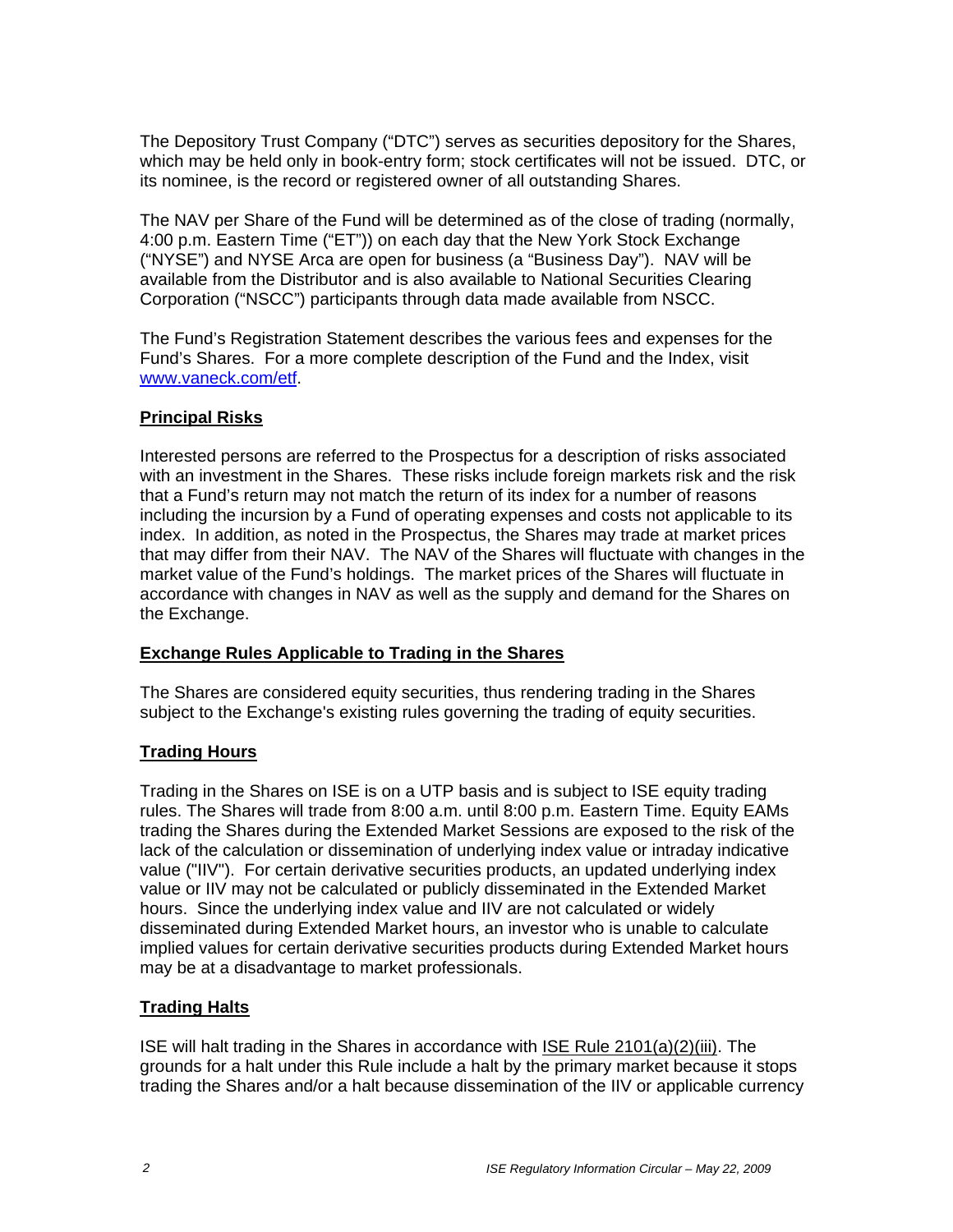The Depository Trust Company ("DTC") serves as securities depository for the Shares, which may be held only in book-entry form; stock certificates will not be issued. DTC, or its nominee, is the record or registered owner of all outstanding Shares.

The NAV per Share of the Fund will be determined as of the close of trading (normally, 4:00 p.m. Eastern Time ("ET")) on each day that the New York Stock Exchange ("NYSE") and NYSE Arca are open for business (a "Business Day"). NAV will be available from the Distributor and is also available to National Securities Clearing Corporation ("NSCC") participants through data made available from NSCC.

The Fund's Registration Statement describes the various fees and expenses for the Fund's Shares. For a more complete description of the Fund and the Index, visit [www.vaneck.com/etf](http://www.vaneck.com/etf).

**Principal Risks**

Interested persons are referred to the Prospectus for a description of risks associated with an investment in the Shares. These risks include foreign markets risk and the risk that a Fund's return may not match the return of its index for a number of reasons including the incursion by a Fund of operating expenses and costs not applicable to its index. In addition, as noted in the Prospectus, the Shares may trade at market prices that may differ from their NAV. The NAV of the Shares will fluctuate with changes in the market value of the Fund's holdings. The market prices of the Shares will fluctuate in accordance with changes in NAV as well as the supply and demand for the Shares on the Exchange.

**Exchange Rules Applicable to Trading in the Shares**

The Shares are considered equity securities, thus rendering trading in the Shares subject to the Exchange's existing rules governing the trading of equity securities.

**Trading Hours**

Trading in the Shares on ISE is on a UTP basis and is subject to ISE equity trading rules. The Shares will trade from 8:00 a.m. until 8:00 p.m. Eastern Time. Equity EAMs trading the Shares during the Extended Market Sessions are exposed to the risk of the lack of the calculation or dissemination of underlying index value or intraday indicative value ("IIV"). For certain derivative securities products, an updated underlying index value or IIV may not be calculated or publicly disseminated in the Extended Market hours. Since the underlying index value and IIV are not calculated or widely disseminated during Extended Market hours, an investor who is unable to calculate implied values for certain derivative securities products during Extended Market hours may be at a disadvantage to market professionals.

**Trading Halts**

ISE will halt trading in the Shares in accordance with ISE Rule 2101(a)(2)(iii). The grounds for a halt under this Rule include a halt by the primary market because it stops trading the Shares and/or a halt because dissemination of the IIV or applicable currency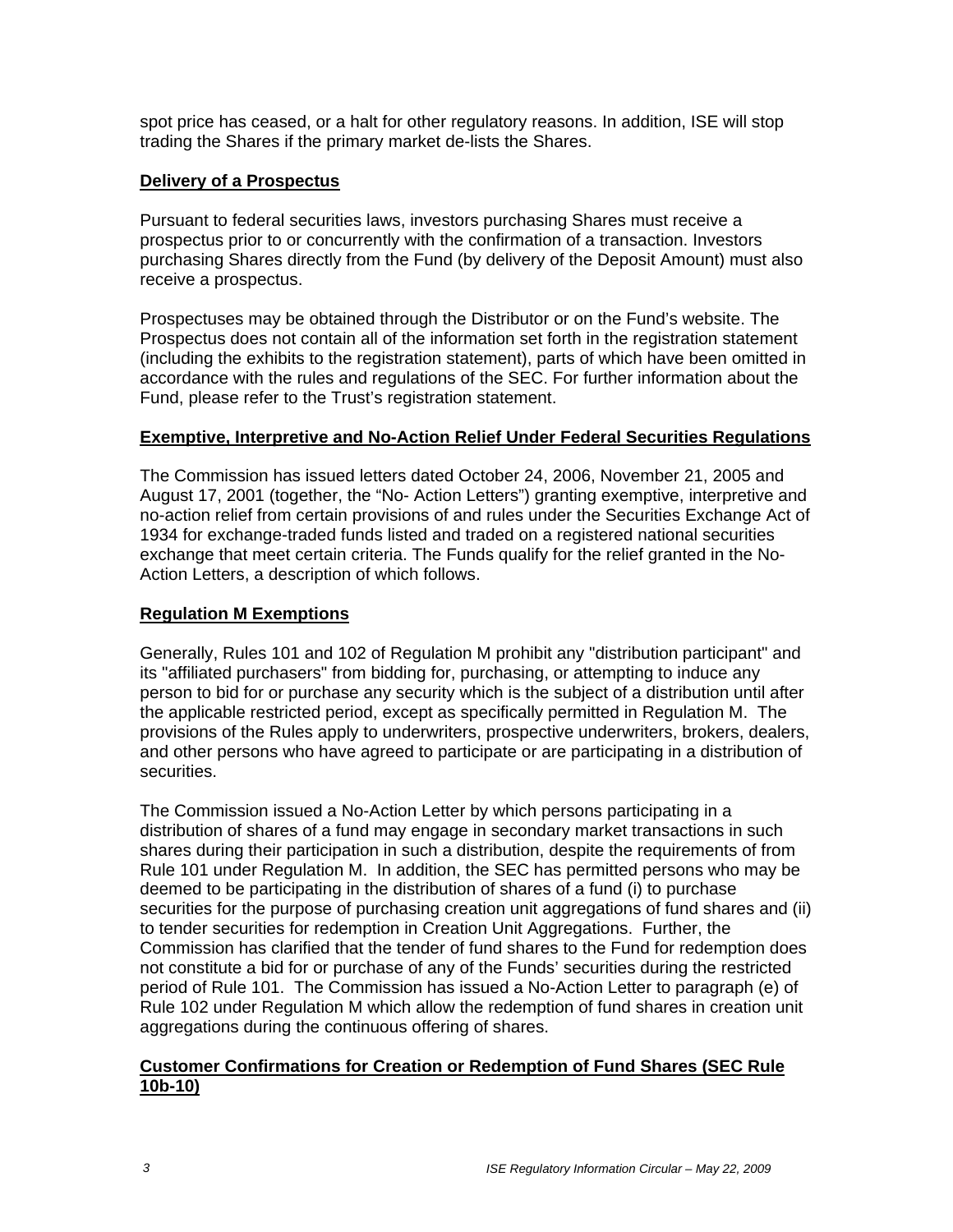spot price has ceased, or a halt for other regulatory reasons. In addition, ISE will stop trading the Shares if the primary market de-lists the Shares.

## Delivery of a Prospectus

Pursuant to federal securities laws, investors purchasing Shares must receive a prospectus prior to or concurrently with the confirmation of a transaction. Investors purchasing Shares directly from the Fund (by delivery of the Deposit Amount) must also receive a prospectus.

Prospectuses may be obtained through the Distributor or on the Fund's website. The Prospectus does not contain all of the information set forth in the registration statement (including the exhibits to the registration statement), parts of which have been omitted in accordance with the rules and regulations of the SEC. For further information about the Fund, please refer to the Trust's registration statement.

## Exemptive, Interpretive and No-Action Relief Under Federal Securities Regulations

The Commission has issued letters dated October 24, 2006, November 21, 2005 and August 17, 2001 (together, the "No- Action Letters") granting exemptive, interpretive and no-action relief from certain provisions of and rules under the Securities Exchange Act of 1934 for exchange-traded funds listed and traded on a registered national securities exchange that meet certain criteria. The Funds qualify for the relief granted in the No-Action Letters, a description of which follows.

## Regulation M Exemptions

Generally, Rules 101 and 102 of Regulation M prohibit any "distribution participant" and its "affiliated purchasers" from bidding for, purchasing, or attempting to induce any person to bid for or purchase any security which is the subject of a distribution until after the applicable restricted period, except as specifically permitted in Regulation M. The provisions of the Rules apply to underwriters, prospective underwriters, brokers, dealers, and other persons who have agreed to participate or are participating in a distribution of securities.

The Commission issued a No-Action Letter by which persons participating in a distribution of shares of a fund may engage in secondary market transactions in such shares during their participation in such a distribution, despite the requirements of from Rule 101 under Regulation M. In addition, the SEC has permitted persons who may be deemed to be participating in the distribution of shares of a fund (i) to purchase securities for the purpose of purchasing creation unit aggregations of fund shares and (ii) to tender securities for redemption in Creation Unit Aggregations. Further, the Commission has clarified that the tender of fund shares to the Fund for redemption does not constitute a bid for or purchase of any of the Funds' securities during the restricted period of Rule 101. The Commission has issued a No-Action Letter to paragraph (e) of Rule 102 under Regulation M which allow the redemption of fund shares in creation unit aggregations during the continuous offering of shares.

## Customer Confirmations for Creation or Redemption of Fund Shares (SEC Rule 10b-10)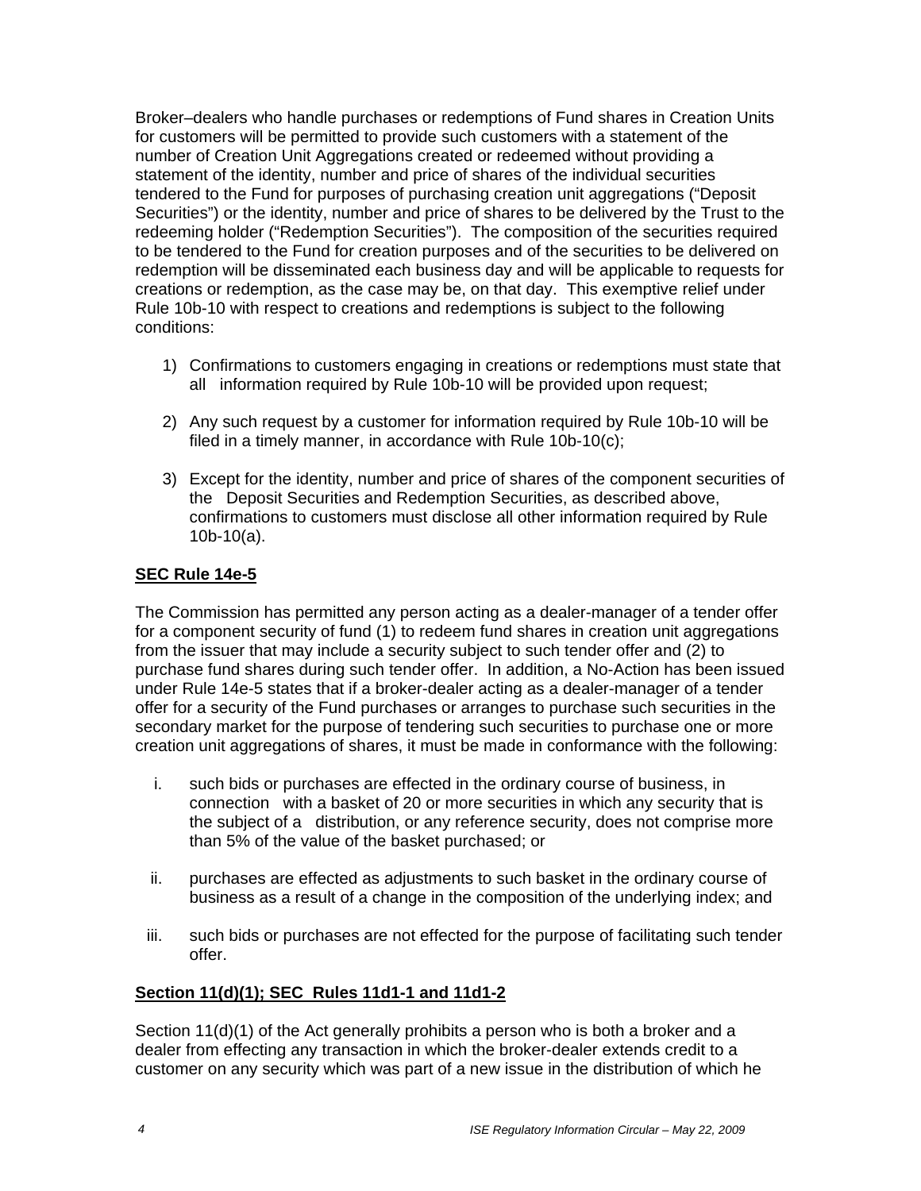Broker–dealers who handle purchases or redemptions of Fund shares in Creation Units for customers will be permitted to provide such customers with a statement of the number of Creation Unit Aggregations created or redeemed without providing a statement of the identity, number and price of shares of the individual securities tendered to the Fund for purposes of purchasing creation unit aggregations ("Deposit Securities") or the identity, number and price of shares to be delivered by the Trust to the redeeming holder ("Redemption Securities"). The composition of the securities required to be tendered to the Fund for creation purposes and of the securities to be delivered on redemption will be disseminated each business day and will be applicable to requests for creations or redemption, as the case may be, on that day. This exemptive relief under Rule 10b-10 with respect to creations and redemptions is subject to the following conditions:

1) Confirmations to customers engaging in creations or redemptions must state that all information required by Rule 10b-10 will be provided upon request;

2) Any such request by a customer for information required by Rule 10b-10 will be filed in a timely manner, in accordance with Rule 10b-10(c);

3) Except for the identity, number and price of shares of the component securities of the Deposit Securities and Redemption Securities, as described above, confirmations to customers must disclose all other information required by Rule 10b-10(a).

**SEC Rule 14e-5**

The Commission has permitted any person acting as a dealer-manager of a tender offer for a component security of fund (1) to redeem fund shares in creation unit aggregations from the issuer that may include a security subject to such tender offer and (2) to purchase fund shares during such tender offer. In addition, a No-Action has been issued under Rule 14e-5 states that if a broker-dealer acting as a dealer-manager of a tender offer for a security of the Fund purchases or arranges to purchase such securities in the secondary market for the purpose of tendering such securities to purchase one or more creation unit aggregations of shares, it must be made in conformance with the following:

i. such bids or purchases are effected in the ordinary course of business, in connection with a basket of 20 or more securities in which any security that is the subject of a distribution, or any reference security, does not comprise more than 5% of the value of the basket purchased; or

ii. purchases are effected as adjustments to such basket in the ordinary course of business as a result of a change in the composition of the underlying index; and

iii. such bids or purchases are not effected for the purpose of facilitating such tender offer.

**Section 11(d)(1); SEC Rules 11d1-1 and 11d1-2**

Section 11(d)(1) of the Act generally prohibits a person who is both a broker and a dealer from effecting any transaction in which the broker-dealer extends credit to a customer on any security which was part of a new issue in the distribution of which he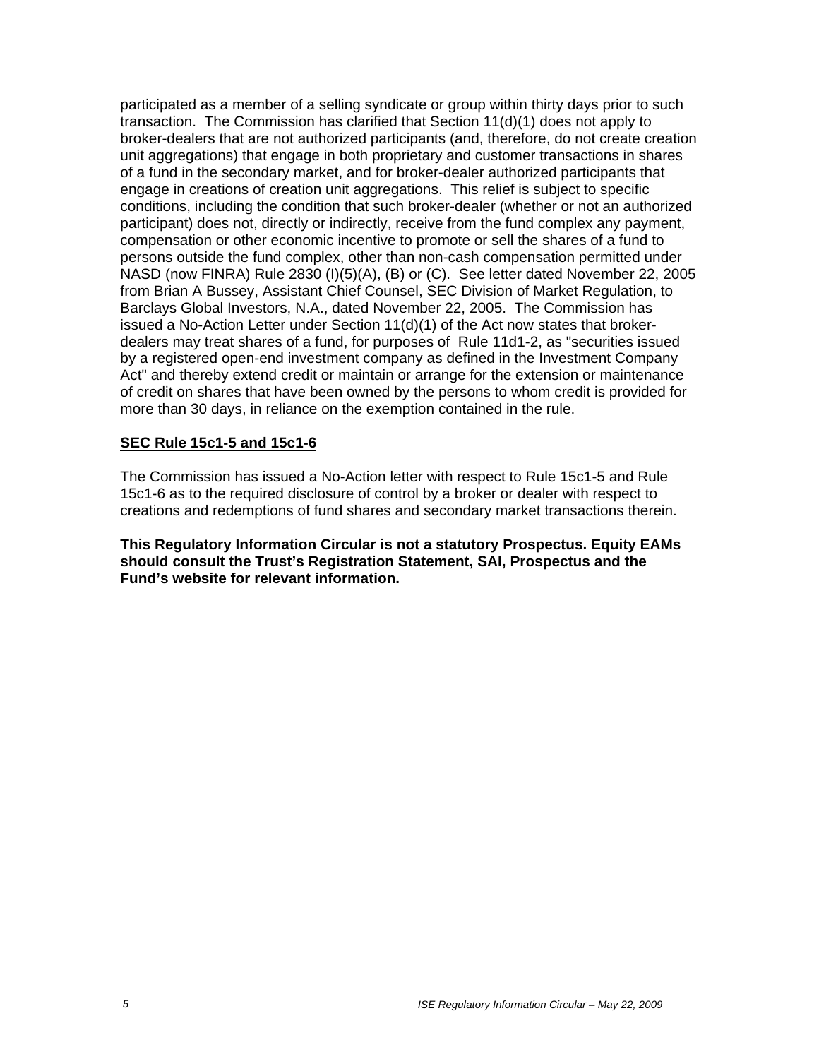participated as a member of a selling syndicate or group within thirty days prior to such transaction. The Commission has clarified that Section 11(d)(1) does not apply to broker-dealers that are not authorized participants (and, therefore, do not create creation unit aggregations) that engage in both proprietary and customer transactions in shares of a fund in the secondary market, and for broker-dealer authorized participants that engage in creations of creation unit aggregations. This relief is subject to specific conditions, including the condition that such broker-dealer (whether or not an authorized participant) does not, directly or indirectly, receive from the fund complex any payment, compensation or other economic incentive to promote or sell the shares of a fund to persons outside the fund complex, other than non-cash compensation permitted under NASD (now FINRA) Rule 2830 (I)(5)(A), (B) or (C). See letter dated November 22, 2005 from Brian A Bussey, Assistant Chief Counsel, SEC Division of Market Regulation, to Barclays Global Investors, N.A., dated November 22, 2005. The Commission has issued a No-Action Letter under Section 11(d)(1) of the Act now states that broker-dealers may treat shares of a fund, for purposes of Rule 11d1-2, as "securities issued by a registered open-end investment company as defined in the Investment Company Act" and thereby extend credit or maintain or arrange for the extension or maintenance of credit on shares that have been owned by the persons to whom credit is provided for more than 30 days, in reliance on the exemption contained in the rule.

**SEC Rule 15c1-5 and 15c1-6**

The Commission has issued a No-Action letter with respect to Rule 15c1-5 and Rule 15c1-6 as to the required disclosure of control by a broker or dealer with respect to creations and redemptions of fund shares and secondary market transactions therein.

**This Regulatory Information Circular is not a statutory Prospectus. Equity EAMs should consult the Trust's Registration Statement, SAI, Prospectus and the Fund's website for relevant information.**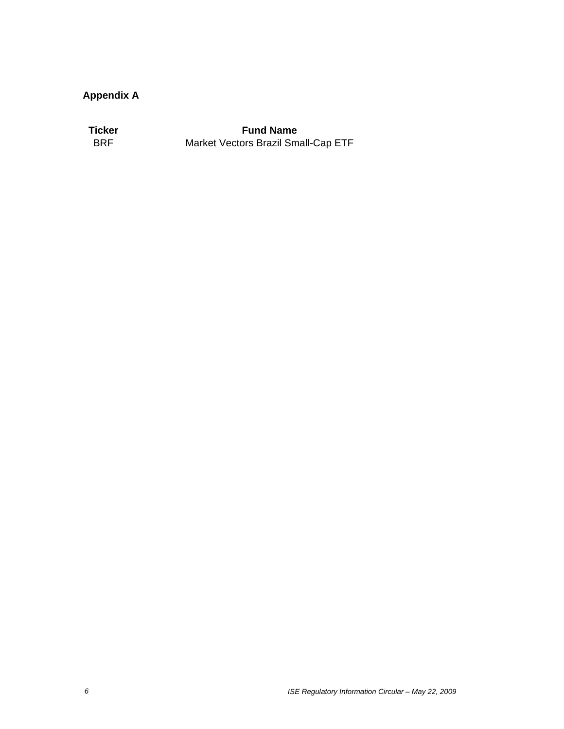## Appendix A

| Ticker | Fund Name |
|---|---|
| BRF | Market Vectors Brazil Small-Cap ETF |